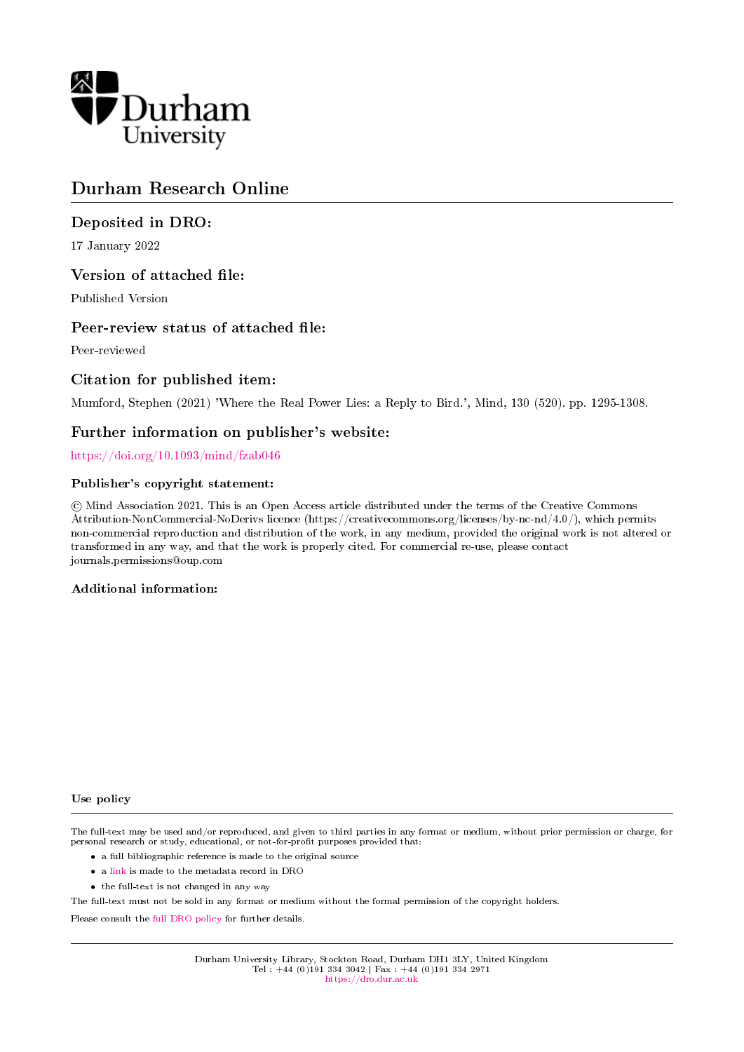Durham University

# Durham Research Online

## Deposited in DRO:

17 January 2022

## Version of attached file:

Published Version

## Peer-review status of attached file:

Peer-reviewed

## Citation for published item:

Mumford, Stephen (2021) 'Where the Real Power Lies: a Reply to Bird.', Mind, 130 (520). pp. 1295-1308.

## Further information on publisher's website:

https://doi.org/10.1093/mind/fzab046

### Publisher's copyright statement:

© Mind Association 2021. This is an Open Access article distributed under the terms of the Creative Commons Attribution-NonCommercial-NoDerivs licence (https://creativecommons.org/licenses/by-nc-nd/4.0/), which permits non-commercial reproduction and distribution of the work, in any medium, provided the original work is not altered or transformed in any way, and that the work is properly cited. For commercial re-use, please contact journals.permissions@oup.com

### Additional information:

### Use policy

The full-text may be used and/or reproduced, and given to third parties in any format or medium, without prior permission or charge, for personal research or study, educational, or not-for-profit purposes provided that:

- a full bibliographic reference is made to the original source
- a link is made to the metadata record in DRO
- the full-text is not changed in any way

The full-text must not be sold in any format or medium without the formal permission of the copyright holders.

Please consult the full DRO policy for further details.

Durham University Library, Stockton Road, Durham DH1 3LY, United Kingdom
Tel : +44 (0)191 334 3042 | Fax : +44 (0)191 334 2971
https://dro.dur.ac.uk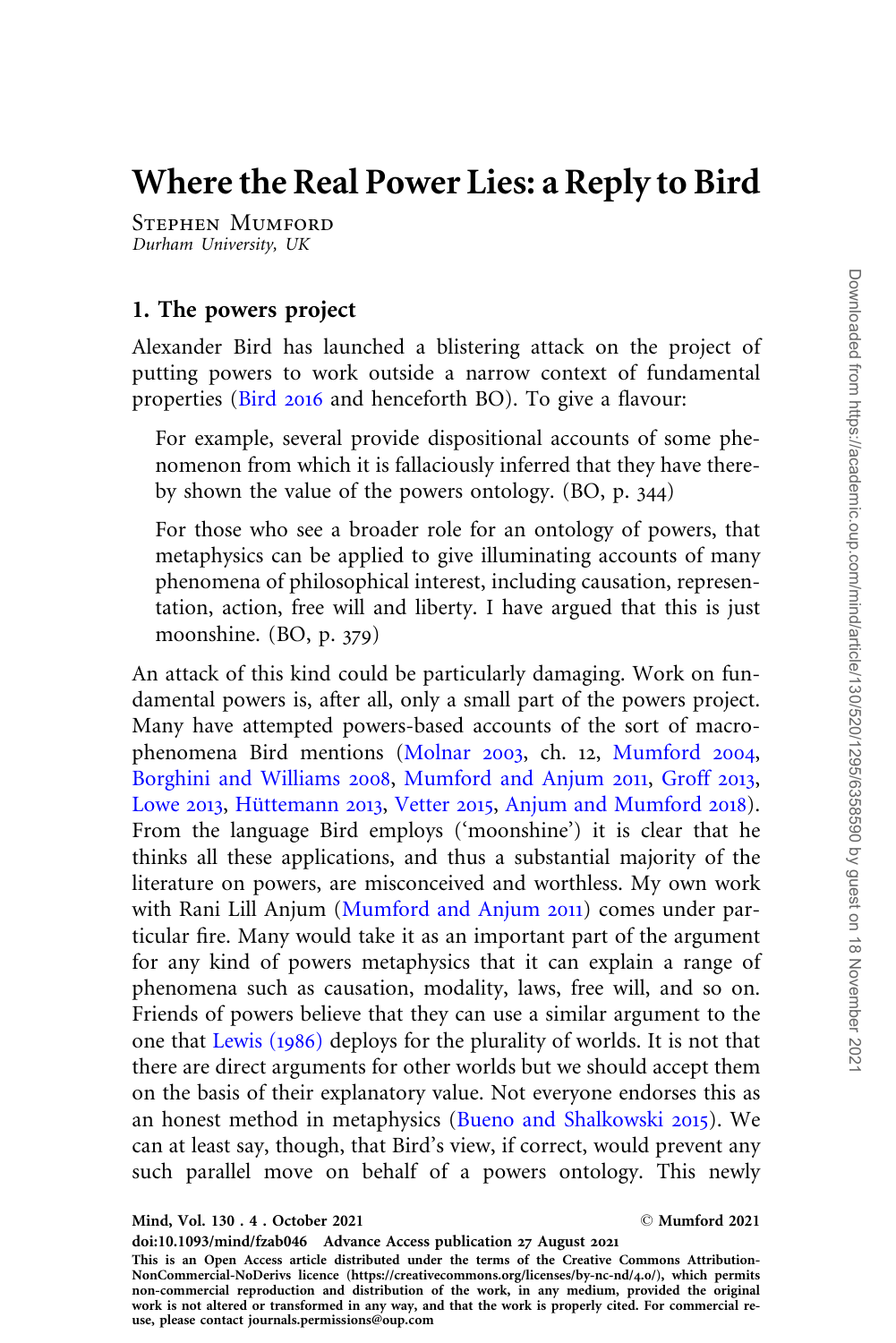# Where the Real Power Lies: a Reply to Bird

Stephen Mumford  
*Durham University, UK*

## 1. The powers project

Alexander Bird has launched a blistering attack on the project of putting powers to work outside a narrow context of fundamental properties (Bird 2016 and henceforth BO). To give a flavour:

> For example, several provide dispositional accounts of some phenomenon from which it is fallaciously inferred that they have thereby shown the value of the powers ontology. (BO, p. 344)

> For those who see a broader role for an ontology of powers, that metaphysics can be applied to give illuminating accounts of many phenomena of philosophical interest, including causation, representation, action, free will and liberty. I have argued that this is just moonshine. (BO, p. 379)

An attack of this kind could be particularly damaging. Work on fundamental powers is, after all, only a small part of the powers project. Many have attempted powers-based accounts of the sort of macro-phenomena Bird mentions (Molnar 2003, ch. 12, Mumford 2004, Borghini and Williams 2008, Mumford and Anjum 2011, Groff 2013, Lowe 2013, Hüttemann 2013, Vetter 2015, Anjum and Mumford 2018). From the language Bird employs ('moonshine') it is clear that he thinks all these applications, and thus a substantial majority of the literature on powers, are misconceived and worthless. My own work with Rani Lill Anjum (Mumford and Anjum 2011) comes under particular fire. Many would take it as an important part of the argument for any kind of powers metaphysics that it can explain a range of phenomena such as causation, modality, laws, free will, and so on. Friends of powers believe that they can use a similar argument to the one that Lewis (1986) deploys for the plurality of worlds. It is not that there are direct arguments for other worlds but we should accept them on the basis of their explanatory value. Not everyone endorses this as an honest method in metaphysics (Bueno and Shalkowski 2015). We can at least say, though, that Bird's view, if correct, would prevent any such parallel move on behalf of a powers ontology. This newly

Mind, Vol. 130 . 4 . October 2021 © Mumford 2021  
doi:10.1093/mind/fzab046 Advance Access publication 27 August 2021  
This is an Open Access article distributed under the terms of the Creative Commons Attribution-NonCommercial-NoDerivs licence (https://creativecommons.org/licenses/by-nc-nd/4.0/), which permits non-commercial reproduction and distribution of the work, in any medium, provided the original work is not altered or transformed in any way, and that the work is properly cited. For commercial re-use, please contact journals.permissions@oup.com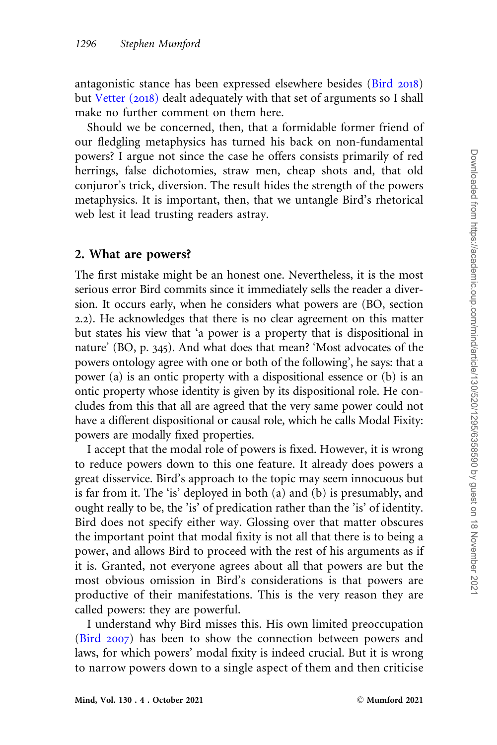antagonistic stance has been expressed elsewhere besides (Bird 2018) but Vetter (2018) dealt adequately with that set of arguments so I shall make no further comment on them here.

Should we be concerned, then, that a formidable former friend of our fledgling metaphysics has turned his back on non-fundamental powers? I argue not since the case he offers consists primarily of red herrings, false dichotomies, straw men, cheap shots and, that old conjuror's trick, diversion. The result hides the strength of the powers metaphysics. It is important, then, that we untangle Bird's rhetorical web lest it lead trusting readers astray.

## 2. What are powers?

The first mistake might be an honest one. Nevertheless, it is the most serious error Bird commits since it immediately sells the reader a diversion. It occurs early, when he considers what powers are (BO, section 2.2). He acknowledges that there is no clear agreement on this matter but states his view that 'a power is a property that is dispositional in nature' (BO, p. 345). And what does that mean? 'Most advocates of the powers ontology agree with one or both of the following', he says: that a power (a) is an ontic property with a dispositional essence or (b) is an ontic property whose identity is given by its dispositional role. He concludes from this that all are agreed that the very same power could not have a different dispositional or causal role, which he calls Modal Fixity: powers are modally fixed properties.

I accept that the modal role of powers is fixed. However, it is wrong to reduce powers down to this one feature. It already does powers a great disservice. Bird's approach to the topic may seem innocuous but is far from it. The 'is' deployed in both (a) and (b) is presumably, and ought really to be, the 'is' of predication rather than the 'is' of identity. Bird does not specify either way. Glossing over that matter obscures the important point that modal fixity is not all that there is to being a power, and allows Bird to proceed with the rest of his arguments as if it is. Granted, not everyone agrees about all that powers are but the most obvious omission in Bird's considerations is that powers are productive of their manifestations. This is the very reason they are called powers: they are powerful.

I understand why Bird misses this. His own limited preoccupation (Bird 2007) has been to show the connection between powers and laws, for which powers' modal fixity is indeed crucial. But it is wrong to narrow powers down to a single aspect of them and then criticise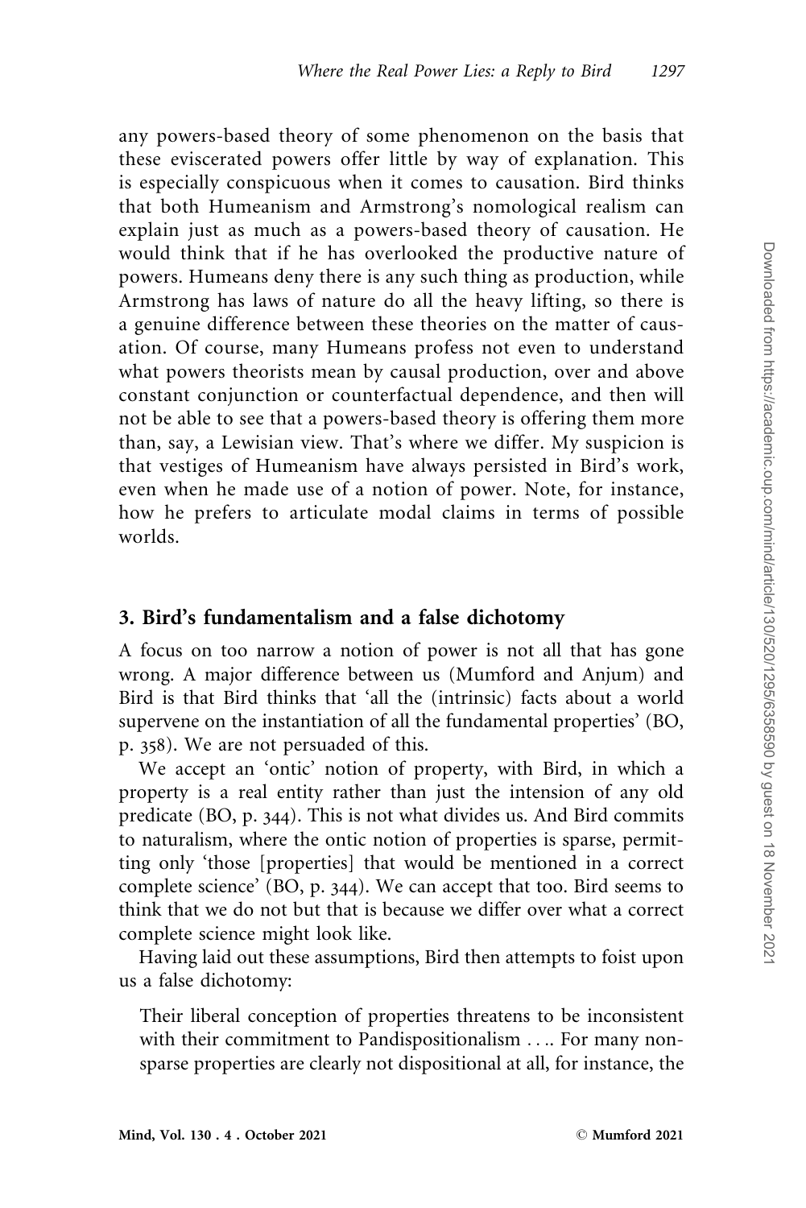any powers-based theory of some phenomenon on the basis that these eviscerated powers offer little by way of explanation. This is especially conspicuous when it comes to causation. Bird thinks that both Humeanism and Armstrong's nomological realism can explain just as much as a powers-based theory of causation. He would think that if he has overlooked the productive nature of powers. Humeans deny there is any such thing as production, while Armstrong has laws of nature do all the heavy lifting, so there is a genuine difference between these theories on the matter of causation. Of course, many Humeans profess not even to understand what powers theorists mean by causal production, over and above constant conjunction or counterfactual dependence, and then will not be able to see that a powers-based theory is offering them more than, say, a Lewisian view. That's where we differ. My suspicion is that vestiges of Humeanism have always persisted in Bird's work, even when he made use of a notion of power. Note, for instance, how he prefers to articulate modal claims in terms of possible worlds.

## 3. Bird's fundamentalism and a false dichotomy

A focus on too narrow a notion of power is not all that has gone wrong. A major difference between us (Mumford and Anjum) and Bird is that Bird thinks that 'all the (intrinsic) facts about a world supervene on the instantiation of all the fundamental properties' (BO, p. 358). We are not persuaded of this.

We accept an 'ontic' notion of property, with Bird, in which a property is a real entity rather than just the intension of any old predicate (BO, p. 344). This is not what divides us. And Bird commits to naturalism, where the ontic notion of properties is sparse, permitting only 'those [properties] that would be mentioned in a correct complete science' (BO, p. 344). We can accept that too. Bird seems to think that we do not but that is because we differ over what a correct complete science might look like.

Having laid out these assumptions, Bird then attempts to foist upon us a false dichotomy:

> Their liberal conception of properties threatens to be inconsistent with their commitment to Pandispositionalism . . .. For many non-sparse properties are clearly not dispositional at all, for instance, the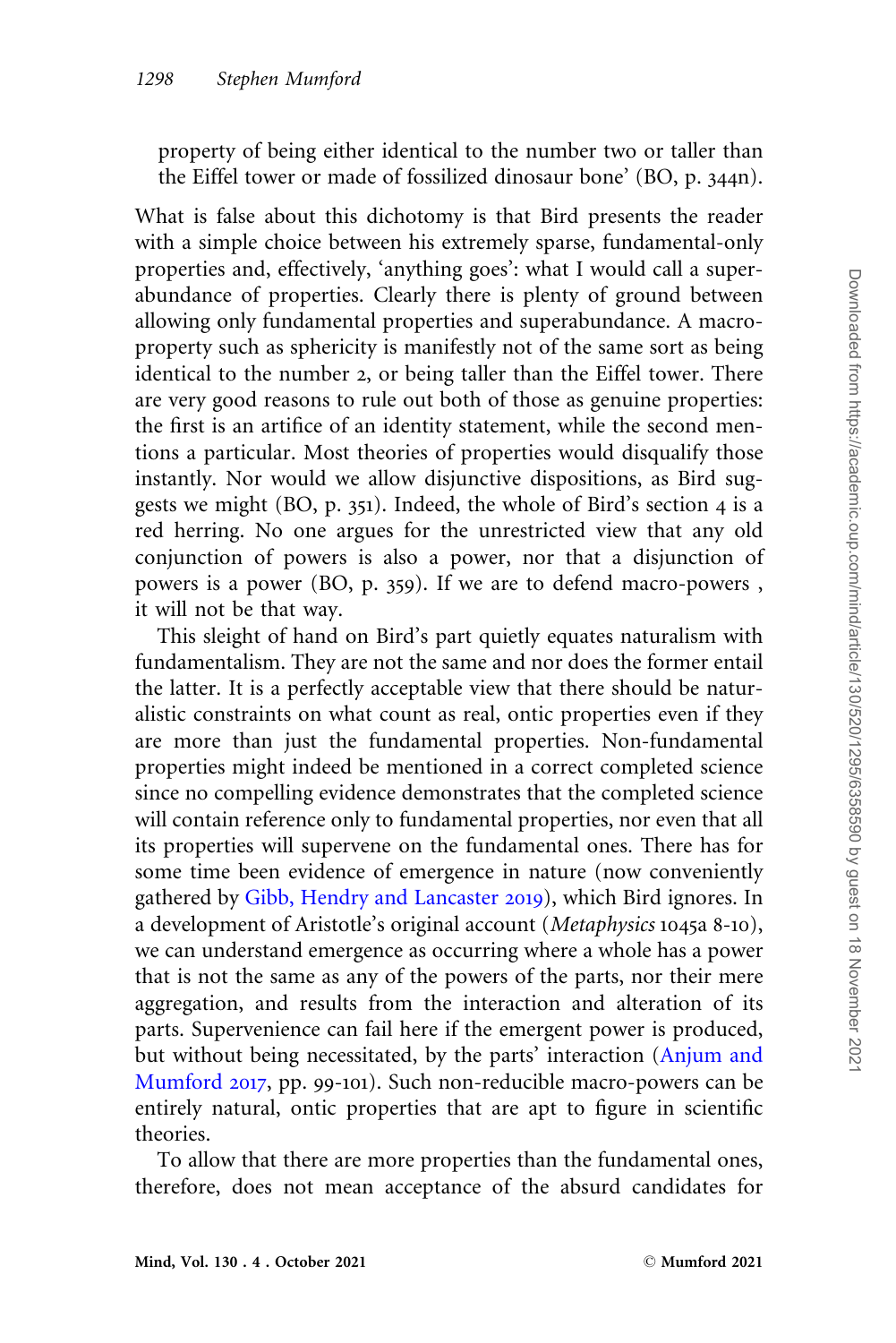property of being either identical to the number two or taller than the Eiffel tower or made of fossilized dinosaur bone' (BO, p. 344n).

What is false about this dichotomy is that Bird presents the reader with a simple choice between his extremely sparse, fundamental-only properties and, effectively, 'anything goes': what I would call a superabundance of properties. Clearly there is plenty of ground between allowing only fundamental properties and superabundance. A macro-property such as sphericity is manifestly not of the same sort as being identical to the number 2, or being taller than the Eiffel tower. There are very good reasons to rule out both of those as genuine properties: the first is an artifice of an identity statement, while the second mentions a particular. Most theories of properties would disqualify those instantly. Nor would we allow disjunctive dispositions, as Bird suggests we might (BO, p. 351). Indeed, the whole of Bird's section 4 is a red herring. No one argues for the unrestricted view that any old conjunction of powers is also a power, nor that a disjunction of powers is a power (BO, p. 359). If we are to defend macro-powers , it will not be that way.

This sleight of hand on Bird's part quietly equates naturalism with fundamentalism. They are not the same and nor does the former entail the latter. It is a perfectly acceptable view that there should be naturalistic constraints on what count as real, ontic properties even if they are more than just the fundamental properties. Non-fundamental properties might indeed be mentioned in a correct completed science since no compelling evidence demonstrates that the completed science will contain reference only to fundamental properties, nor even that all its properties will supervene on the fundamental ones. There has for some time been evidence of emergence in nature (now conveniently gathered by Gibb, Hendry and Lancaster 2019), which Bird ignores. In a development of Aristotle's original account (*Metaphysics* 1045a 8-10), we can understand emergence as occurring where a whole has a power that is not the same as any of the powers of the parts, nor their mere aggregation, and results from the interaction and alteration of its parts. Supervenience can fail here if the emergent power is produced, but without being necessitated, by the parts' interaction (Anjum and Mumford 2017, pp. 99-101). Such non-reducible macro-powers can be entirely natural, ontic properties that are apt to figure in scientific theories.

To allow that there are more properties than the fundamental ones, therefore, does not mean acceptance of the absurd candidates for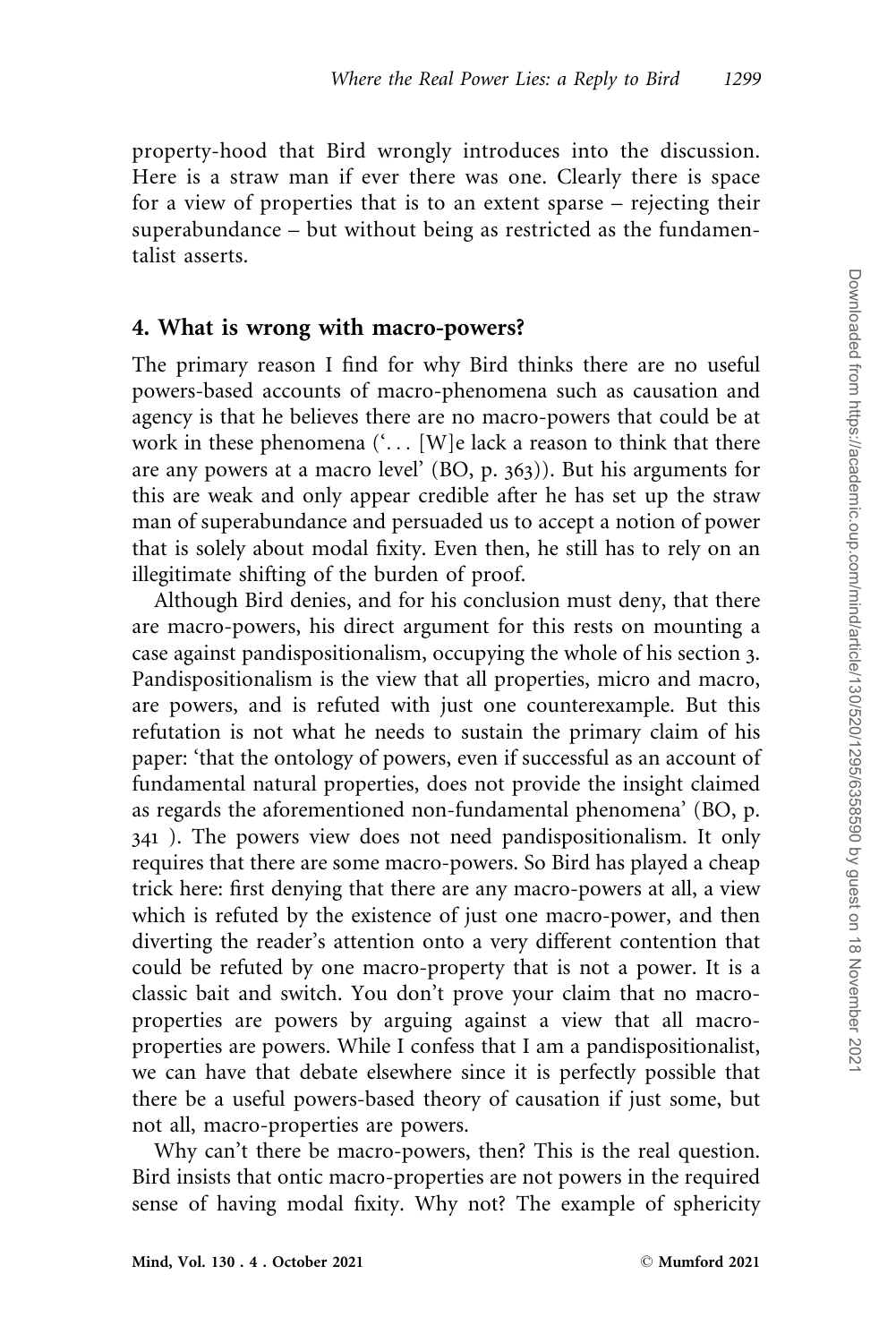property-hood that Bird wrongly introduces into the discussion. Here is a straw man if ever there was one. Clearly there is space for a view of properties that is to an extent sparse – rejecting their superabundance – but without being as restricted as the fundamentalist asserts.

## 4. What is wrong with macro-powers?

The primary reason I find for why Bird thinks there are no useful powers-based accounts of macro-phenomena such as causation and agency is that he believes there are no macro-powers that could be at work in these phenomena ('... [W]e lack a reason to think that there are any powers at a macro level' (BO, p. 363)). But his arguments for this are weak and only appear credible after he has set up the straw man of superabundance and persuaded us to accept a notion of power that is solely about modal fixity. Even then, he still has to rely on an illegitimate shifting of the burden of proof.

Although Bird denies, and for his conclusion must deny, that there are macro-powers, his direct argument for this rests on mounting a case against pandispositionalism, occupying the whole of his section 3. Pandispositionalism is the view that all properties, micro and macro, are powers, and is refuted with just one counterexample. But this refutation is not what he needs to sustain the primary claim of his paper: 'that the ontology of powers, even if successful as an account of fundamental natural properties, does not provide the insight claimed as regards the aforementioned non-fundamental phenomena' (BO, p. 341 ). The powers view does not need pandispositionalism. It only requires that there are some macro-powers. So Bird has played a cheap trick here: first denying that there are any macro-powers at all, a view which is refuted by the existence of just one macro-power, and then diverting the reader's attention onto a very different contention that could be refuted by one macro-property that is not a power. It is a classic bait and switch. You don't prove your claim that no macro-properties are powers by arguing against a view that all macro-properties are powers. While I confess that I am a pandispositionalist, we can have that debate elsewhere since it is perfectly possible that there be a useful powers-based theory of causation if just some, but not all, macro-properties are powers.

Why can't there be macro-powers, then? This is the real question. Bird insists that ontic macro-properties are not powers in the required sense of having modal fixity. Why not? The example of sphericity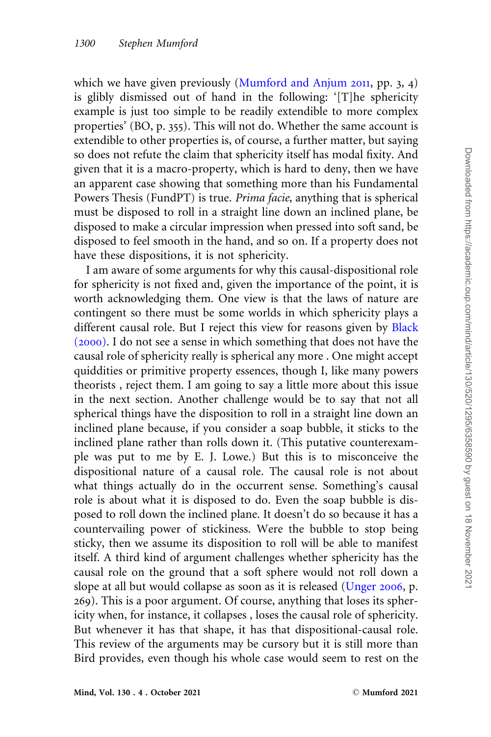which we have given previously (Mumford and Anjum 2011, pp. 3, 4) is glibly dismissed out of hand in the following: '[T]he sphericity example is just too simple to be readily extendible to more complex properties' (BO, p. 355). This will not do. Whether the same account is extendible to other properties is, of course, a further matter, but saying so does not refute the claim that sphericity itself has modal fixity. And given that it is a macro-property, which is hard to deny, then we have an apparent case showing that something more than his Fundamental Powers Thesis (FundPT) is true. *Prima facie*, anything that is spherical must be disposed to roll in a straight line down an inclined plane, be disposed to make a circular impression when pressed into soft sand, be disposed to feel smooth in the hand, and so on. If a property does not have these dispositions, it is not sphericity.

I am aware of some arguments for why this causal-dispositional role for sphericity is not fixed and, given the importance of the point, it is worth acknowledging them. One view is that the laws of nature are contingent so there must be some worlds in which sphericity plays a different causal role. But I reject this view for reasons given by Black (2000). I do not see a sense in which something that does not have the causal role of sphericity really is spherical any more . One might accept quiddities or primitive property essences, though I, like many powers theorists , reject them. I am going to say a little more about this issue in the next section. Another challenge would be to say that not all spherical things have the disposition to roll in a straight line down an inclined plane because, if you consider a soap bubble, it sticks to the inclined plane rather than rolls down it. (This putative counterexample was put to me by E. J. Lowe.) But this is to misconceive the dispositional nature of a causal role. The causal role is not about what things actually do in the occurrent sense. Something's causal role is about what it is disposed to do. Even the soap bubble is disposed to roll down the inclined plane. It doesn't do so because it has a countervailing power of stickiness. Were the bubble to stop being sticky, then we assume its disposition to roll will be able to manifest itself. A third kind of argument challenges whether sphericity has the causal role on the ground that a soft sphere would not roll down a slope at all but would collapse as soon as it is released (Unger 2006, p. 269). This is a poor argument. Of course, anything that loses its sphericity when, for instance, it collapses , loses the causal role of sphericity. But whenever it has that shape, it has that dispositional-causal role. This review of the arguments may be cursory but it is still more than Bird provides, even though his whole case would seem to rest on the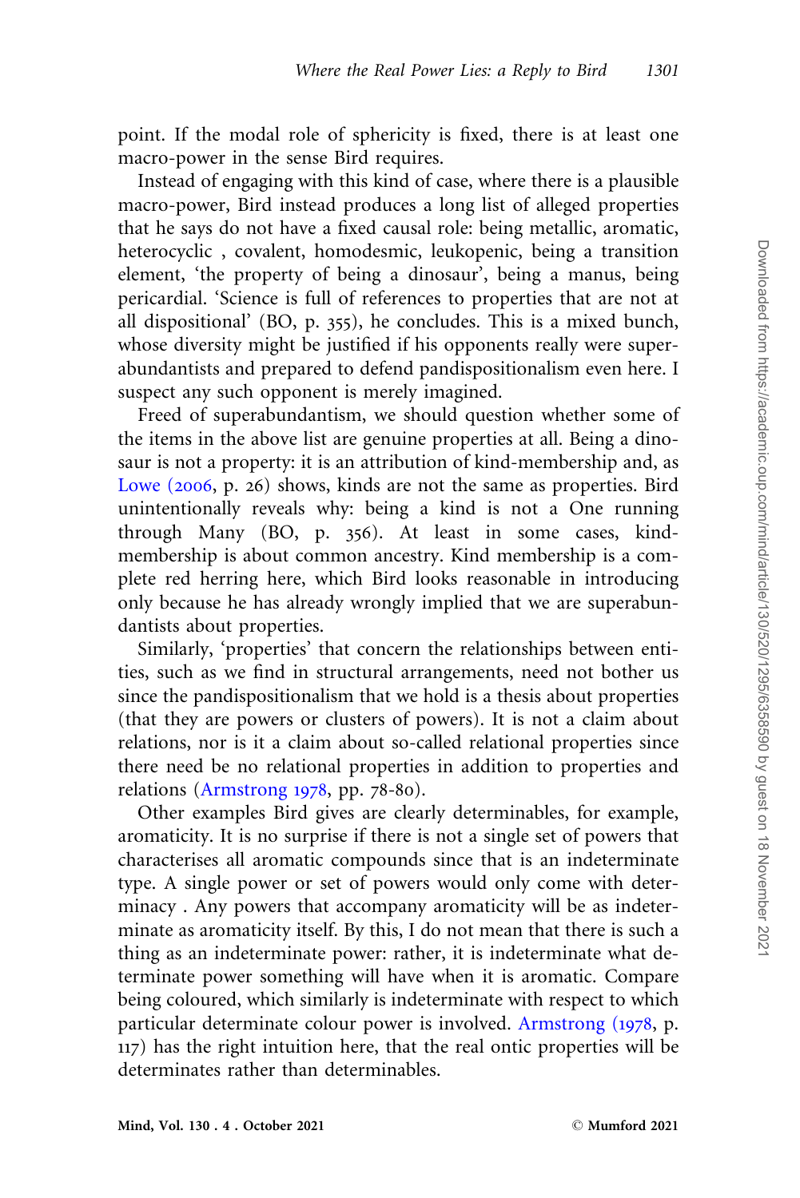point. If the modal role of sphericity is fixed, there is at least one macro-power in the sense Bird requires.

Instead of engaging with this kind of case, where there is a plausible macro-power, Bird instead produces a long list of alleged properties that he says do not have a fixed causal role: being metallic, aromatic, heterocyclic , covalent, homodesmic, leukopenic, being a transition element, 'the property of being a dinosaur', being a manus, being pericardial. 'Science is full of references to properties that are not at all dispositional' (BO, p. 355), he concludes. This is a mixed bunch, whose diversity might be justified if his opponents really were superabundantists and prepared to defend pandispositionalism even here. I suspect any such opponent is merely imagined.

Freed of superabundantism, we should question whether some of the items in the above list are genuine properties at all. Being a dinosaur is not a property: it is an attribution of kind-membership and, as Lowe (2006, p. 26) shows, kinds are not the same as properties. Bird unintentionally reveals why: being a kind is not a One running through Many (BO, p. 356). At least in some cases, kind-membership is about common ancestry. Kind membership is a complete red herring here, which Bird looks reasonable in introducing only because he has already wrongly implied that we are superabundantists about properties.

Similarly, 'properties' that concern the relationships between entities, such as we find in structural arrangements, need not bother us since the pandispositionalism that we hold is a thesis about properties (that they are powers or clusters of powers). It is not a claim about relations, nor is it a claim about so-called relational properties since there need be no relational properties in addition to properties and relations (Armstrong 1978, pp. 78-80).

Other examples Bird gives are clearly determinables, for example, aromaticity. It is no surprise if there is not a single set of powers that characterises all aromatic compounds since that is an indeterminate type. A single power or set of powers would only come with determinacy . Any powers that accompany aromaticity will be as indeterminate as aromaticity itself. By this, I do not mean that there is such a thing as an indeterminate power: rather, it is indeterminate what determinate power something will have when it is aromatic. Compare being coloured, which similarly is indeterminate with respect to which particular determinate colour power is involved. Armstrong (1978, p. 117) has the right intuition here, that the real ontic properties will be determinates rather than determinables.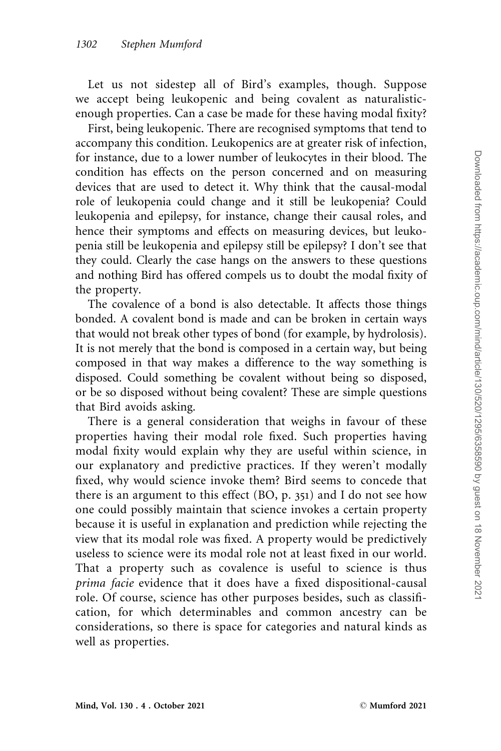Let us not sidestep all of Bird's examples, though. Suppose we accept being leukopenic and being covalent as naturalistic-enough properties. Can a case be made for these having modal fixity?

First, being leukopenic. There are recognised symptoms that tend to accompany this condition. Leukopenics are at greater risk of infection, for instance, due to a lower number of leukocytes in their blood. The condition has effects on the person concerned and on measuring devices that are used to detect it. Why think that the causal-modal role of leukopenia could change and it still be leukopenia? Could leukopenia and epilepsy, for instance, change their causal roles, and hence their symptoms and effects on measuring devices, but leukopenia still be leukopenia and epilepsy still be epilepsy? I don't see that they could. Clearly the case hangs on the answers to these questions and nothing Bird has offered compels us to doubt the modal fixity of the property.

The covalence of a bond is also detectable. It affects those things bonded. A covalent bond is made and can be broken in certain ways that would not break other types of bond (for example, by hydrolosis). It is not merely that the bond is composed in a certain way, but being composed in that way makes a difference to the way something is disposed. Could something be covalent without being so disposed, or be so disposed without being covalent? These are simple questions that Bird avoids asking.

There is a general consideration that weighs in favour of these properties having their modal role fixed. Such properties having modal fixity would explain why they are useful within science, in our explanatory and predictive practices. If they weren't modally fixed, why would science invoke them? Bird seems to concede that there is an argument to this effect (BO, p. 351) and I do not see how one could possibly maintain that science invokes a certain property because it is useful in explanation and prediction while rejecting the view that its modal role was fixed. A property would be predictively useless to science were its modal role not at least fixed in our world. That a property such as covalence is useful to science is thus *prima facie* evidence that it does have a fixed dispositional-causal role. Of course, science has other purposes besides, such as classification, for which determinables and common ancestry can be considerations, so there is space for categories and natural kinds as well as properties.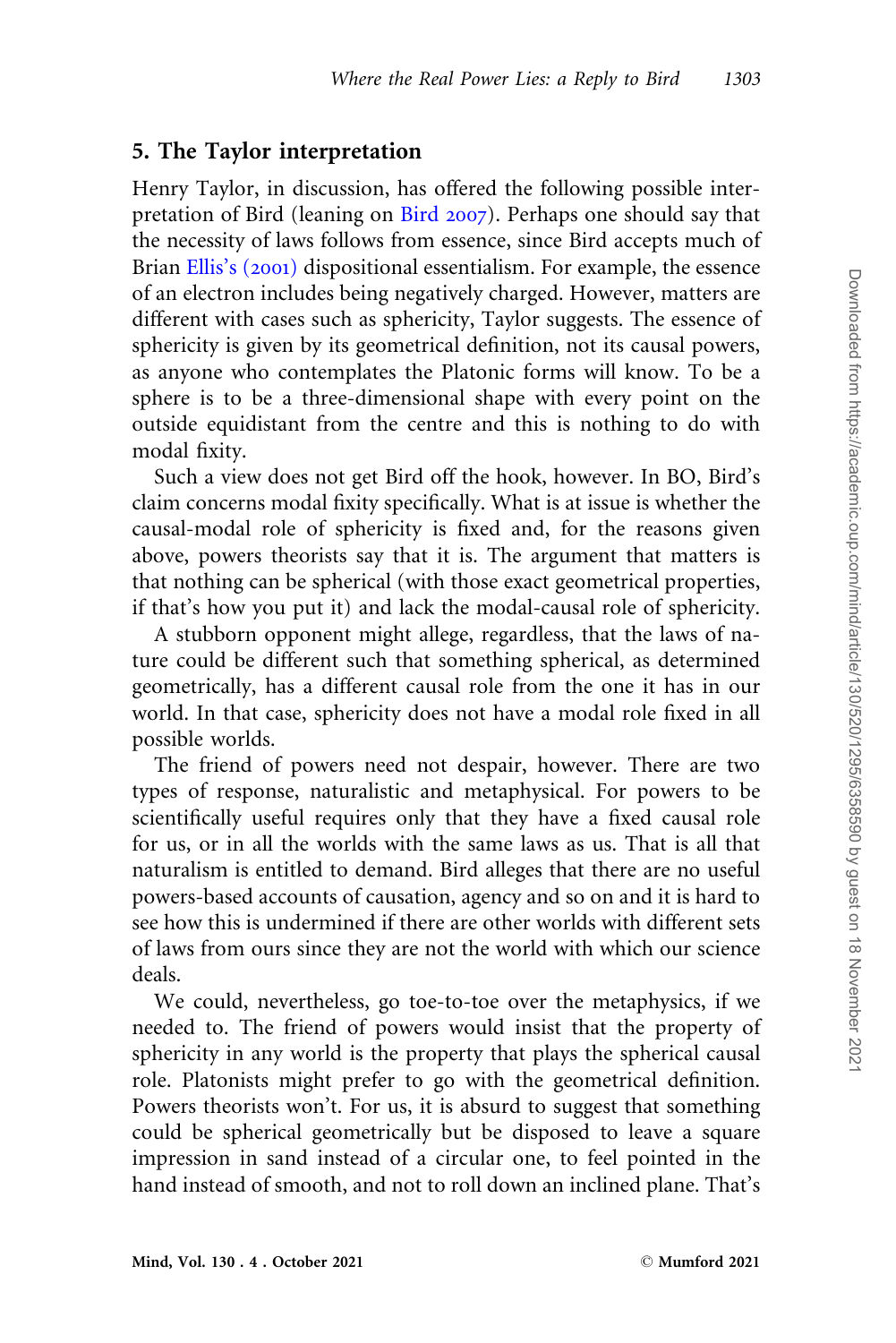## 5. The Taylor interpretation

Henry Taylor, in discussion, has offered the following possible interpretation of Bird (leaning on Bird 2007). Perhaps one should say that the necessity of laws follows from essence, since Bird accepts much of Brian Ellis's (2001) dispositional essentialism. For example, the essence of an electron includes being negatively charged. However, matters are different with cases such as sphericity, Taylor suggests. The essence of sphericity is given by its geometrical definition, not its causal powers, as anyone who contemplates the Platonic forms will know. To be a sphere is to be a three-dimensional shape with every point on the outside equidistant from the centre and this is nothing to do with modal fixity.

Such a view does not get Bird off the hook, however. In BO, Bird's claim concerns modal fixity specifically. What is at issue is whether the causal-modal role of sphericity is fixed and, for the reasons given above, powers theorists say that it is. The argument that matters is that nothing can be spherical (with those exact geometrical properties, if that's how you put it) and lack the modal-causal role of sphericity.

A stubborn opponent might allege, regardless, that the laws of nature could be different such that something spherical, as determined geometrically, has a different causal role from the one it has in our world. In that case, sphericity does not have a modal role fixed in all possible worlds.

The friend of powers need not despair, however. There are two types of response, naturalistic and metaphysical. For powers to be scientifically useful requires only that they have a fixed causal role for us, or in all the worlds with the same laws as us. That is all that naturalism is entitled to demand. Bird alleges that there are no useful powers-based accounts of causation, agency and so on and it is hard to see how this is undermined if there are other worlds with different sets of laws from ours since they are not the world with which our science deals.

We could, nevertheless, go toe-to-toe over the metaphysics, if we needed to. The friend of powers would insist that the property of sphericity in any world is the property that plays the spherical causal role. Platonists might prefer to go with the geometrical definition. Powers theorists won't. For us, it is absurd to suggest that something could be spherical geometrically but be disposed to leave a square impression in sand instead of a circular one, to feel pointed in the hand instead of smooth, and not to roll down an inclined plane. That's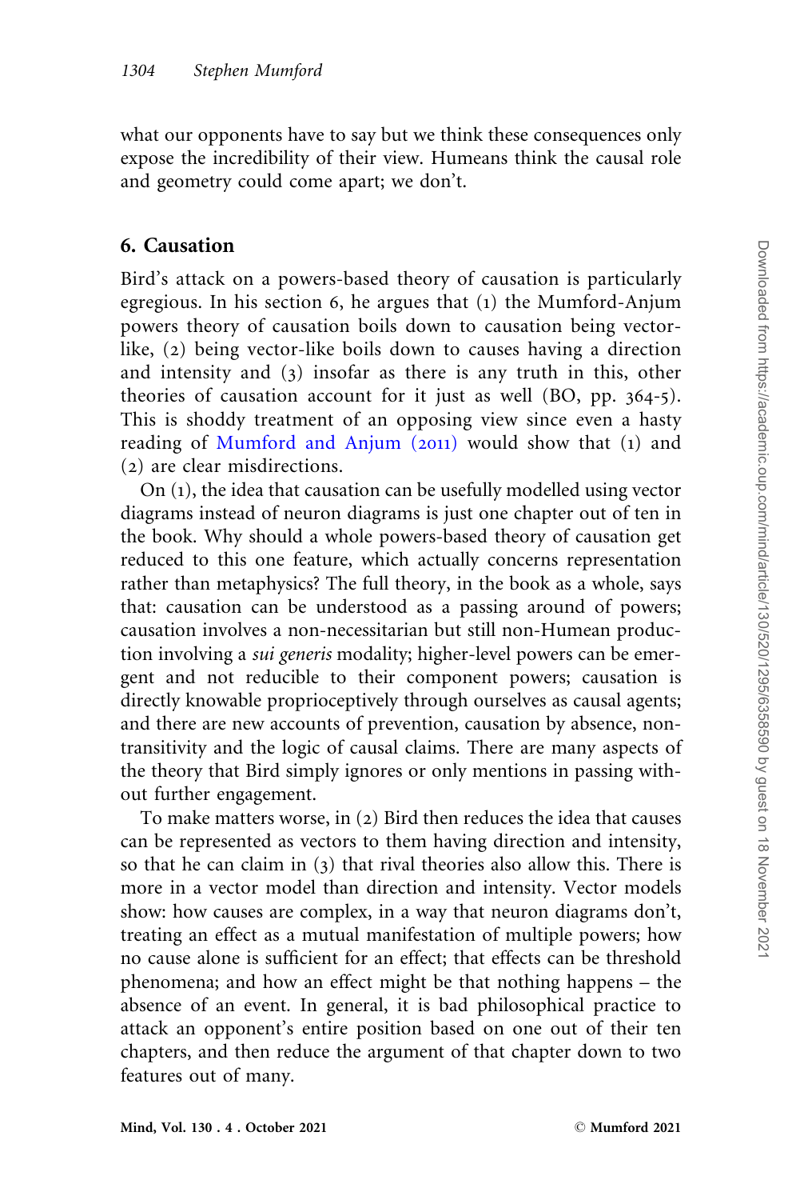what our opponents have to say but we think these consequences only expose the incredibility of their view. Humeans think the causal role and geometry could come apart; we don't.

## 6. Causation

Bird's attack on a powers-based theory of causation is particularly egregious. In his section 6, he argues that (1) the Mumford-Anjum powers theory of causation boils down to causation being vector-like, (2) being vector-like boils down to causes having a direction and intensity and (3) insofar as there is any truth in this, other theories of causation account for it just as well (BO, pp. 364-5). This is shoddy treatment of an opposing view since even a hasty reading of Mumford and Anjum (2011) would show that (1) and (2) are clear misdirections.

On (1), the idea that causation can be usefully modelled using vector diagrams instead of neuron diagrams is just one chapter out of ten in the book. Why should a whole powers-based theory of causation get reduced to this one feature, which actually concerns representation rather than metaphysics? The full theory, in the book as a whole, says that: causation can be understood as a passing around of powers; causation involves a non-necessitarian but still non-Humean production involving a *sui generis* modality; higher-level powers can be emergent and not reducible to their component powers; causation is directly knowable proprioceptively through ourselves as causal agents; and there are new accounts of prevention, causation by absence, non-transitivity and the logic of causal claims. There are many aspects of the theory that Bird simply ignores or only mentions in passing without further engagement.

To make matters worse, in (2) Bird then reduces the idea that causes can be represented as vectors to them having direction and intensity, so that he can claim in (3) that rival theories also allow this. There is more in a vector model than direction and intensity. Vector models show: how causes are complex, in a way that neuron diagrams don't, treating an effect as a mutual manifestation of multiple powers; how no cause alone is sufficient for an effect; that effects can be threshold phenomena; and how an effect might be that nothing happens – the absence of an event. In general, it is bad philosophical practice to attack an opponent's entire position based on one out of their ten chapters, and then reduce the argument of that chapter down to two features out of many.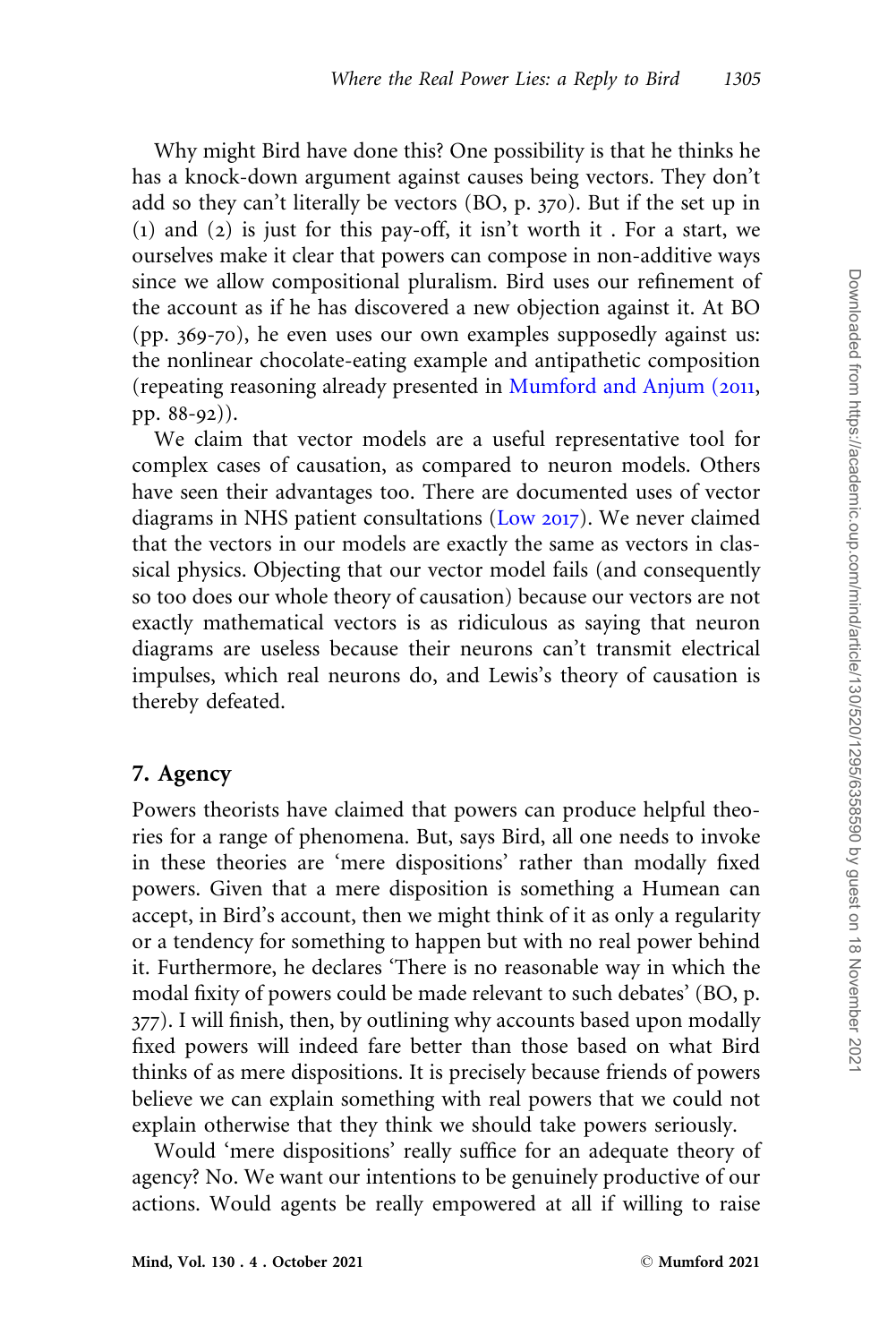Why might Bird have done this? One possibility is that he thinks he has a knock-down argument against causes being vectors. They don't add so they can't literally be vectors (BO, p. 370). But if the set up in (1) and (2) is just for this pay-off, it isn't worth it . For a start, we ourselves make it clear that powers can compose in non-additive ways since we allow compositional pluralism. Bird uses our refinement of the account as if he has discovered a new objection against it. At BO (pp. 369-70), he even uses our own examples supposedly against us: the nonlinear chocolate-eating example and antipathetic composition (repeating reasoning already presented in Mumford and Anjum (2011, pp. 88-92)).

We claim that vector models are a useful representative tool for complex cases of causation, as compared to neuron models. Others have seen their advantages too. There are documented uses of vector diagrams in NHS patient consultations (Low 2017). We never claimed that the vectors in our models are exactly the same as vectors in classical physics. Objecting that our vector model fails (and consequently so too does our whole theory of causation) because our vectors are not exactly mathematical vectors is as ridiculous as saying that neuron diagrams are useless because their neurons can't transmit electrical impulses, which real neurons do, and Lewis's theory of causation is thereby defeated.

## 7. Agency

Powers theorists have claimed that powers can produce helpful theories for a range of phenomena. But, says Bird, all one needs to invoke in these theories are 'mere dispositions' rather than modally fixed powers. Given that a mere disposition is something a Humean can accept, in Bird's account, then we might think of it as only a regularity or a tendency for something to happen but with no real power behind it. Furthermore, he declares 'There is no reasonable way in which the modal fixity of powers could be made relevant to such debates' (BO, p. 377). I will finish, then, by outlining why accounts based upon modally fixed powers will indeed fare better than those based on what Bird thinks of as mere dispositions. It is precisely because friends of powers believe we can explain something with real powers that we could not explain otherwise that they think we should take powers seriously.

Would 'mere dispositions' really suffice for an adequate theory of agency? No. We want our intentions to be genuinely productive of our actions. Would agents be really empowered at all if willing to raise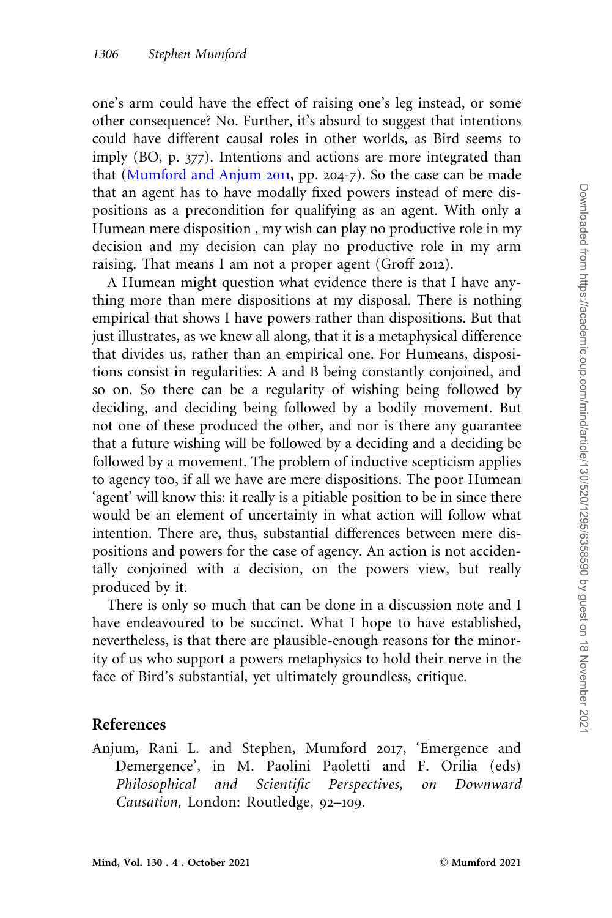one's arm could have the effect of raising one's leg instead, or some other consequence? No. Further, it's absurd to suggest that intentions could have different causal roles in other worlds, as Bird seems to imply (BO, p. 377). Intentions and actions are more integrated than that (Mumford and Anjum 2011, pp. 204-7). So the case can be made that an agent has to have modally fixed powers instead of mere dispositions as a precondition for qualifying as an agent. With only a Humean mere disposition , my wish can play no productive role in my decision and my decision can play no productive role in my arm raising. That means I am not a proper agent (Groff 2012).

A Humean might question what evidence there is that I have anything more than mere dispositions at my disposal. There is nothing empirical that shows I have powers rather than dispositions. But that just illustrates, as we knew all along, that it is a metaphysical difference that divides us, rather than an empirical one. For Humeans, dispositions consist in regularities: A and B being constantly conjoined, and so on. So there can be a regularity of wishing being followed by deciding, and deciding being followed by a bodily movement. But not one of these produced the other, and nor is there any guarantee that a future wishing will be followed by a deciding and a deciding be followed by a movement. The problem of inductive scepticism applies to agency too, if all we have are mere dispositions. The poor Humean 'agent' will know this: it really is a pitiable position to be in since there would be an element of uncertainty in what action will follow what intention. There are, thus, substantial differences between mere dispositions and powers for the case of agency. An action is not accidentally conjoined with a decision, on the powers view, but really produced by it.

There is only so much that can be done in a discussion note and I have endeavoured to be succinct. What I hope to have established, nevertheless, is that there are plausible-enough reasons for the minority of us who support a powers metaphysics to hold their nerve in the face of Bird's substantial, yet ultimately groundless, critique.

## References

Anjum, Rani L. and Stephen, Mumford 2017, 'Emergence and Demergence', in M. Paolini Paoletti and F. Orilia (eds) *Philosophical and Scientific Perspectives, on Downward Causation*, London: Routledge, 92–109.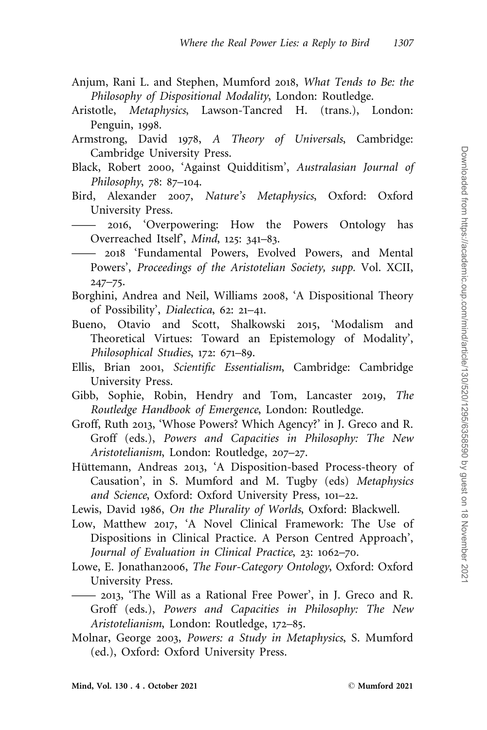Anjum, Rani L. and Stephen, Mumford 2018, *What Tends to Be: the Philosophy of Dispositional Modality*, London: Routledge.

Aristotle, *Metaphysics*, Lawson-Tancred H. (trans.), London: Penguin, 1998.

Armstrong, David 1978, *A Theory of Universals*, Cambridge: Cambridge University Press.

Black, Robert 2000, 'Against Quidditism', *Australasian Journal of Philosophy*, 78: 87–104.

Bird, Alexander 2007, *Nature's Metaphysics*, Oxford: Oxford University Press.

—— 2016, 'Overpowering: How the Powers Ontology has Overreached Itself', *Mind*, 125: 341–83.

—— 2018 'Fundamental Powers, Evolved Powers, and Mental Powers', *Proceedings of the Aristotelian Society, supp.* Vol. XCII, 247–75.

Borghini, Andrea and Neil, Williams 2008, 'A Dispositional Theory of Possibility', *Dialectica*, 62: 21–41.

Bueno, Otavio and Scott, Shalkowski 2015, 'Modalism and Theoretical Virtues: Toward an Epistemology of Modality', *Philosophical Studies*, 172: 671–89.

Ellis, Brian 2001, *Scientific Essentialism*, Cambridge: Cambridge University Press.

Gibb, Sophie, Robin, Hendry and Tom, Lancaster 2019, *The Routledge Handbook of Emergence*, London: Routledge.

Groff, Ruth 2013, 'Whose Powers? Which Agency?' in J. Greco and R. Groff (eds.), *Powers and Capacities in Philosophy: The New Aristotelianism*, London: Routledge, 207–27.

Hüttemann, Andreas 2013, 'A Disposition-based Process-theory of Causation', in S. Mumford and M. Tugby (eds) *Metaphysics and Science*, Oxford: Oxford University Press, 101–22.

Lewis, David 1986, *On the Plurality of Worlds*, Oxford: Blackwell.

Low, Matthew 2017, 'A Novel Clinical Framework: The Use of Dispositions in Clinical Practice. A Person Centred Approach', *Journal of Evaluation in Clinical Practice*, 23: 1062–70.

Lowe, E. Jonathan2006, *The Four-Category Ontology*, Oxford: Oxford University Press.

—— 2013, 'The Will as a Rational Free Power', in J. Greco and R. Groff (eds.), *Powers and Capacities in Philosophy: The New Aristotelianism*, London: Routledge, 172–85.

Molnar, George 2003, *Powers: a Study in Metaphysics*, S. Mumford (ed.), Oxford: Oxford University Press.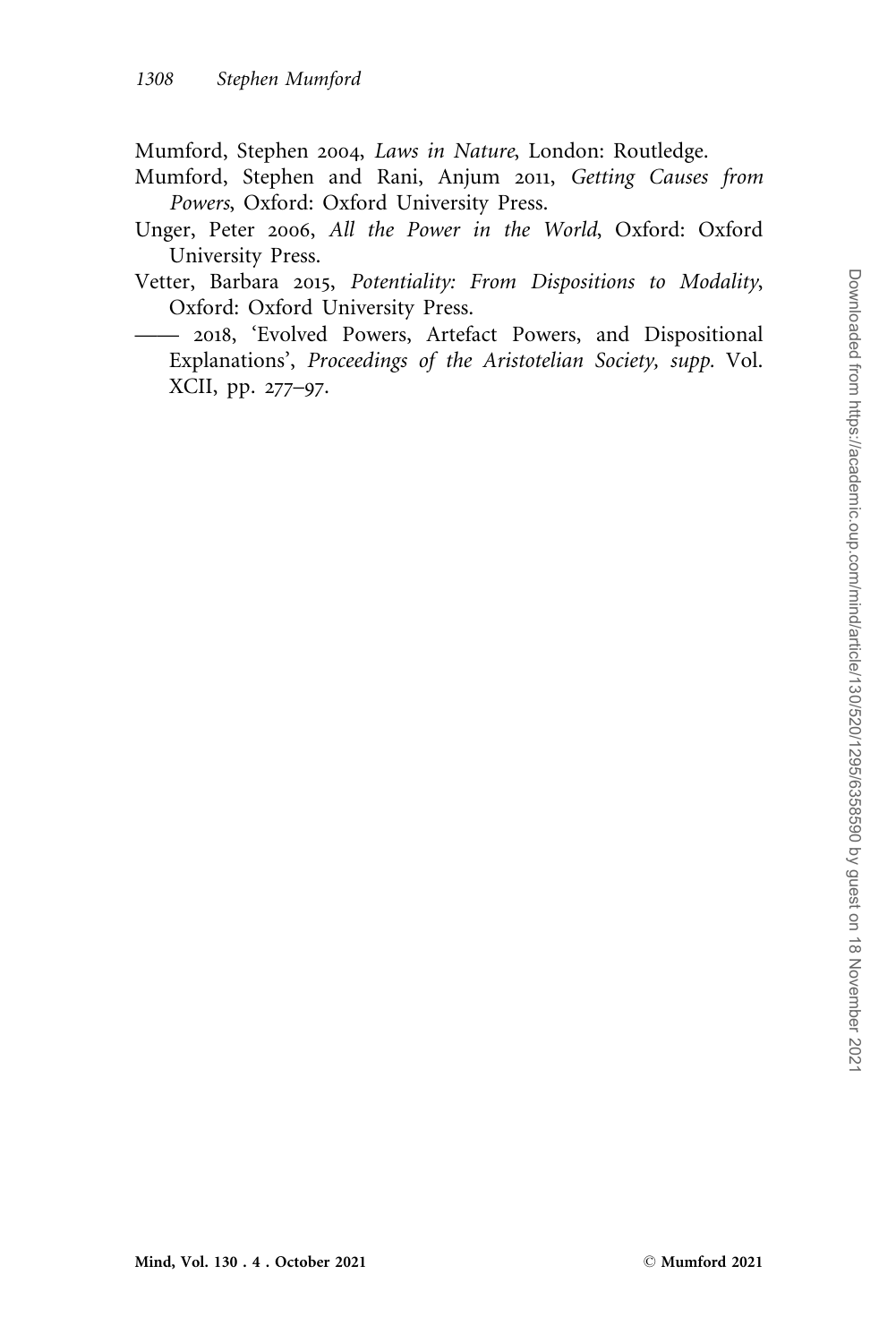Mumford, Stephen 2004, *Laws in Nature*, London: Routledge.

Mumford, Stephen and Rani, Anjum 2011, *Getting Causes from Powers*, Oxford: Oxford University Press.

Unger, Peter 2006, *All the Power in the World*, Oxford: Oxford University Press.

Vetter, Barbara 2015, *Potentiality: From Dispositions to Modality*, Oxford: Oxford University Press.

—— 2018, 'Evolved Powers, Artefact Powers, and Dispositional Explanations', *Proceedings of the Aristotelian Society, supp.* Vol. XCII, pp. 277–97.